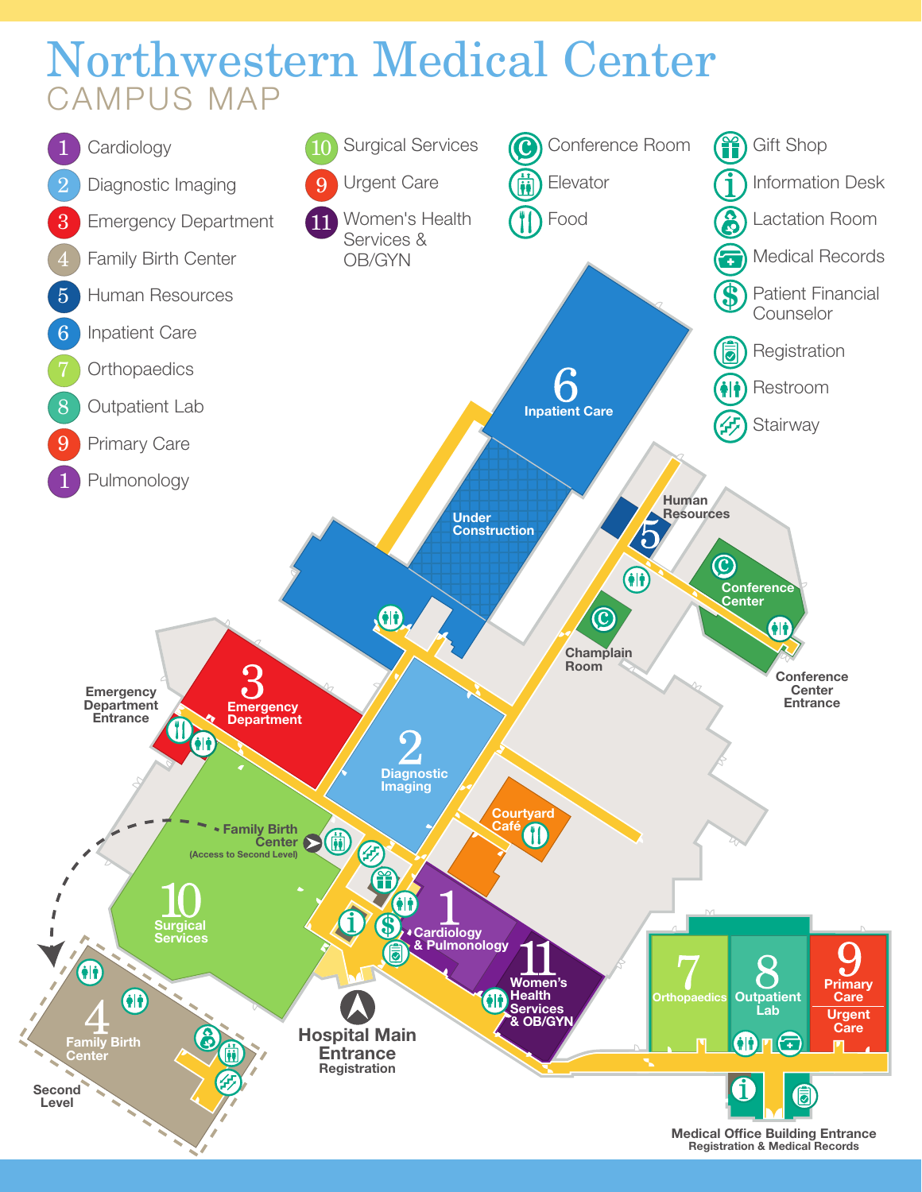# Northwestern Medical Center

## CAMPUS MAP

1. Cardiology
2. Diagnostic Imaging
3. Emergency Department
4. Family Birth Center
5. Human Resources
6. Inpatient Care
7. Orthopaedics
8. Outpatient Lab
9. Primary Care
1. Pulmonology
10. Surgical Services
9. Urgent Care
11. Women's Health Services & OB/GYN

- Conference Room
- Elevator
- Food
- Gift Shop
- Information Desk
- Lactation Room
- Medical Records
- Patient Financial Counselor
- Registration
- Restroom
- Stairway

6 Inpatient Care

Under Construction

Human Resources 5

Conference Center

Champlain Room

Conference Center Entrance

Emergency Department Entrance

3 Emergency Department

2 Diagnostic Imaging

Courtyard Café

Family Birth Center (Access to Second Level)

10 Surgical Services

1 Cardiology & Pulmonology

11 Women's Health Services & OB/GYN

7 Orthopaedics

8 Outpatient Lab

9 Primary Care / Urgent Care

4 Family Birth Center

Second Level

Hospital Main Entrance Registration

Medical Office Building Entrance Registration & Medical Records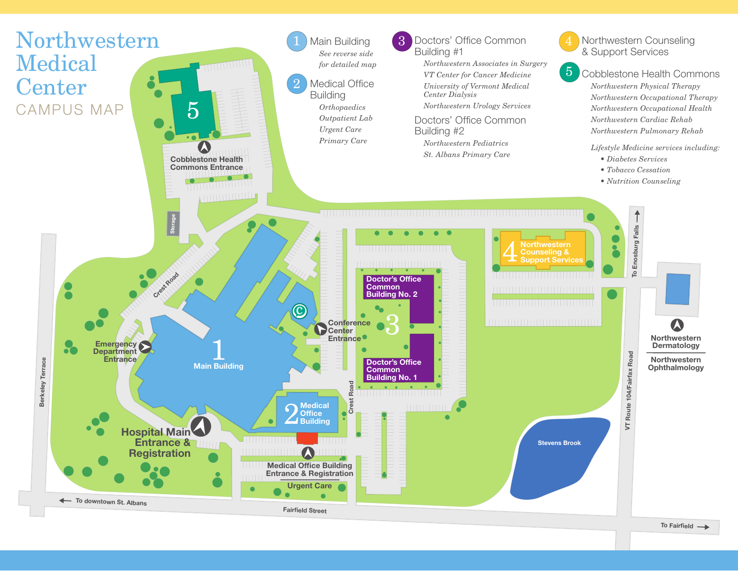# Northwestern Medical Center

## CAMPUS MAP

**1 Main Building**

*See reverse side for detailed map*

**2 Medical Office Building**

- *Orthopaedics*
- *Outpatient Lab*
- *Urgent Care*
- *Primary Care*

**3 Doctors' Office Common Building #1**

- *Northwestern Associates in Surgery*
- *VT Center for Cancer Medicine*
- *University of Vermont Medical Center Dialysis*
- *Northwestern Urology Services*

**Doctors' Office Common Building #2**

- *Northwestern Pediatrics*
- *St. Albans Primary Care*

**4 Northwestern Counseling & Support Services**

**5 Cobblestone Health Commons**

- *Northwestern Physical Therapy*
- *Northwestern Occupational Therapy*
- *Northwestern Occupational Health*
- *Northwestern Cardiac Rehab*
- *Northwestern Pulmonary Rehab*

*Lifestyle Medicine services including:*

- *Diabetes Services*
- *Tobacco Cessation*
- *Nutrition Counseling*

5
Cobblestone Health Commons Entrance
Storage
Crest Road
Emergency Department Entrance
1 Main Building
Conference Center Entrance
Hospital Main Entrance & Registration
2 Medical Office Building
Medical Office Building Entrance & Registration
Urgent Care
Crest Road
Doctor's Office Common Building No. 2
3
Doctor's Office Common Building No. 1
4 Northwestern Counseling & Support Services
To Enosburg Falls
Northwestern Dermatology
Northwestern Ophthalmology
VT Route 104/Fairfax Road
Stevens Brook
Berkeley Terrace
To downtown St. Albans
Fairfield Street
To Fairfield